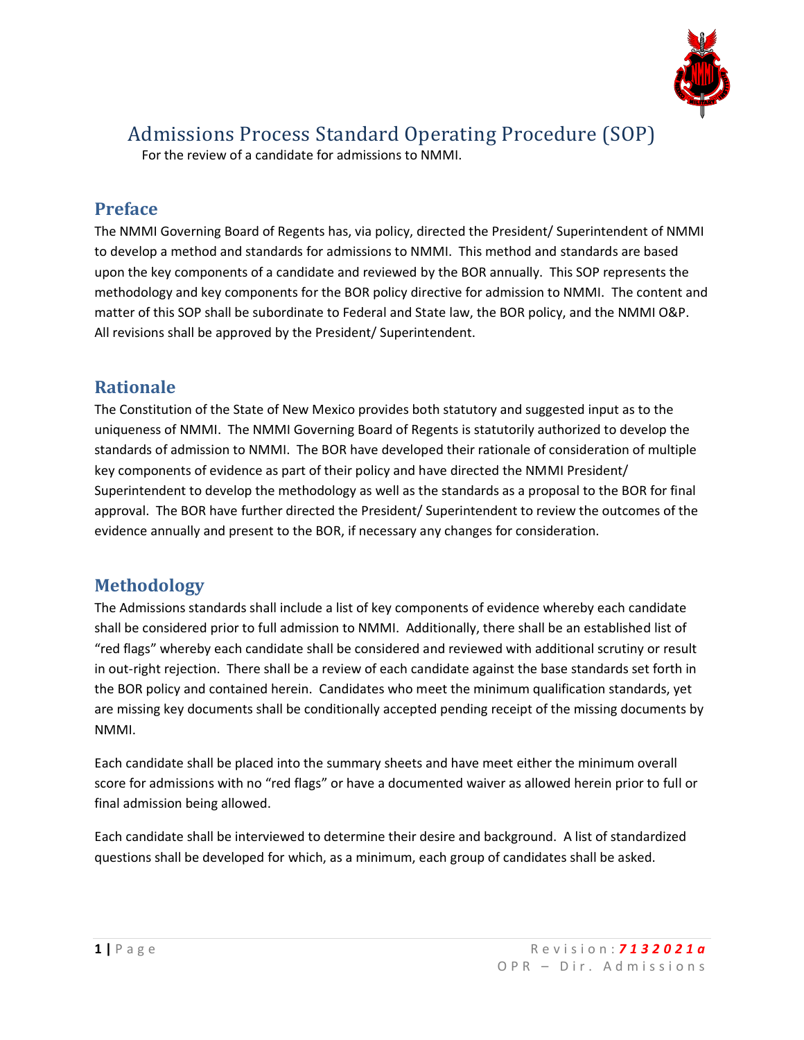# Admissions Process Standard Operating Procedure (SOP)

For the review of a candidate for admissions to NMMI.

## Preface

The NMMI Governing Board of Regents has, via policy, directed the President/ Superintendent of NMMI to develop a method and standards for admissions to NMMI. This method and standards are based upon the key components of a candidate and reviewed by the BOR annually. This SOP represents the methodology and key components for the BOR policy directive for admission to NMMI. The content and matter of this SOP shall be subordinate to Federal and State law, the BOR policy, and the NMMI O&P. All revisions shall be approved by the President/ Superintendent.

## Rationale

The Constitution of the State of New Mexico provides both statutory and suggested input as to the uniqueness of NMMI. The NMMI Governing Board of Regents is statutorily authorized to develop the standards of admission to NMMI. The BOR have developed their rationale of consideration of multiple key components of evidence as part of their policy and have directed the NMMI President/ Superintendent to develop the methodology as well as the standards as a proposal to the BOR for final approval. The BOR have further directed the President/ Superintendent to review the outcomes of the evidence annually and present to the BOR, if necessary any changes for consideration.

## Methodology

The Admissions standards shall include a list of key components of evidence whereby each candidate shall be considered prior to full admission to NMMI. Additionally, there shall be an established list of "red flags" whereby each candidate shall be considered and reviewed with additional scrutiny or result in out-right rejection. There shall be a review of each candidate against the base standards set forth in the BOR policy and contained herein. Candidates who meet the minimum qualification standards, yet are missing key documents shall be conditionally accepted pending receipt of the missing documents by NMMI.

Each candidate shall be placed into the summary sheets and have meet either the minimum overall score for admissions with no "red flags" or have a documented waiver as allowed herein prior to full or final admission being allowed.

Each candidate shall be interviewed to determine their desire and background. A list of standardized questions shall be developed for which, as a minimum, each group of candidates shall be asked.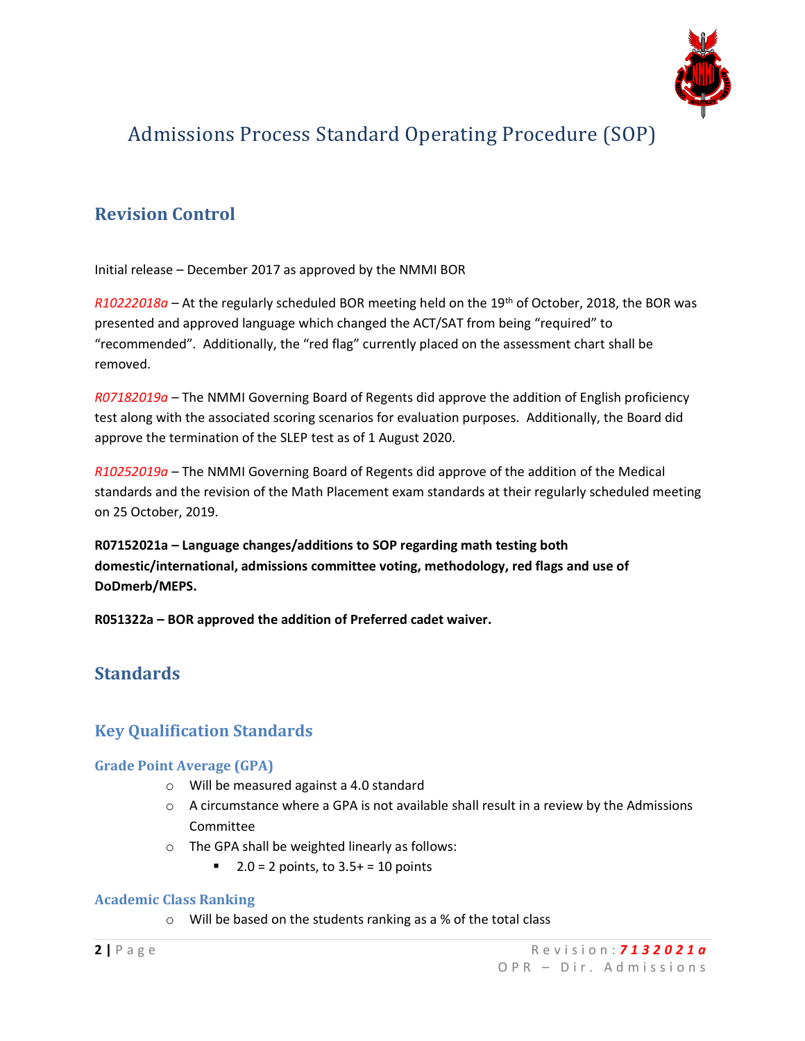# Admissions Process Standard Operating Procedure (SOP)

## Revision Control

Initial release – December 2017 as approved by the NMMI BOR

*R10222018a* – At the regularly scheduled BOR meeting held on the 19th of October, 2018, the BOR was presented and approved language which changed the ACT/SAT from being "required" to "recommended". Additionally, the "red flag" currently placed on the assessment chart shall be removed.

*R07182019a* – The NMMI Governing Board of Regents did approve the addition of English proficiency test along with the associated scoring scenarios for evaluation purposes. Additionally, the Board did approve the termination of the SLEP test as of 1 August 2020.

*R10252019a* – The NMMI Governing Board of Regents did approve of the addition of the Medical standards and the revision of the Math Placement exam standards at their regularly scheduled meeting on 25 October, 2019.

**R07152021a – Language changes/additions to SOP regarding math testing both domestic/international, admissions committee voting, methodology, red flags and use of DoDmerb/MEPS.**

**R051322a – BOR approved the addition of Preferred cadet waiver.**

## Standards

### Key Qualification Standards

#### Grade Point Average (GPA)

- Will be measured against a 4.0 standard
- A circumstance where a GPA is not available shall result in a review by the Admissions Committee
- The GPA shall be weighted linearly as follows:
  - 2.0 = 2 points, to 3.5+ = 10 points

#### Academic Class Ranking

- Will be based on the students ranking as a % of the total class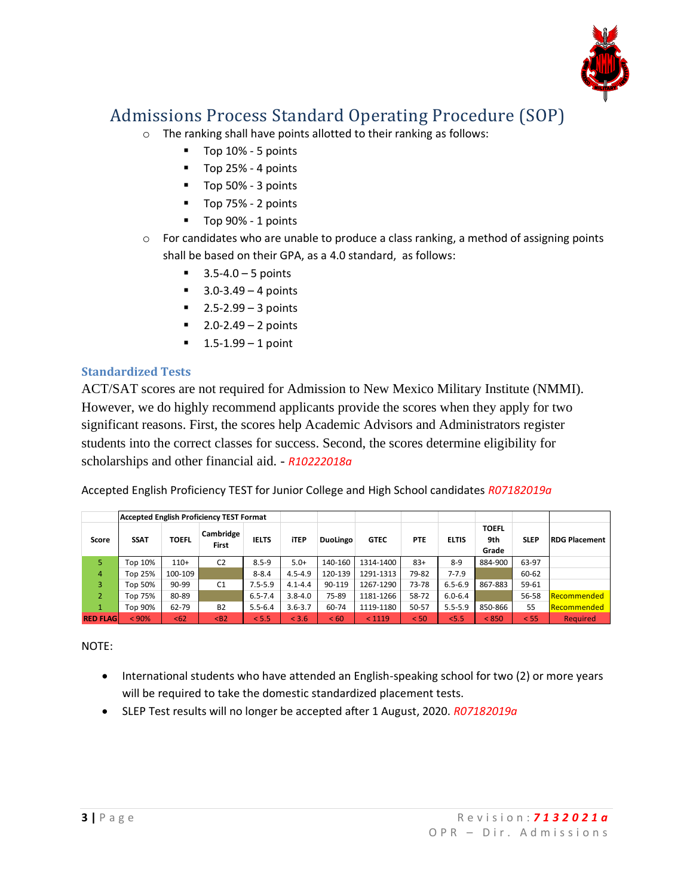# Admissions Process Standard Operating Procedure (SOP)

- The ranking shall have points allotted to their ranking as follows:
  - Top 10% - 5 points
  - Top 25% - 4 points
  - Top 50% - 3 points
  - Top 75% - 2 points
  - Top 90% - 1 points
- For candidates who are unable to produce a class ranking, a method of assigning points shall be based on their GPA, as a 4.0 standard, as follows:
  - 3.5-4.0 – 5 points
  - 3.0-3.49 – 4 points
  - 2.5-2.99 – 3 points
  - 2.0-2.49 – 2 points
  - 1.5-1.99 – 1 point

### Standardized Tests

ACT/SAT scores are not required for Admission to New Mexico Military Institute (NMMI). However, we do highly recommend applicants provide the scores when they apply for two significant reasons. First, the scores help Academic Advisors and Administrators register students into the correct classes for success. Second, the scores determine eligibility for scholarships and other financial aid. - *R10222018a*

Accepted English Proficiency TEST for Junior College and High School candidates *R07182019a*

| | Accepted English Proficiency TEST Format | | | | | | | | | | | |
|---|---|---|---|---|---|---|---|---|---|---|---|---|
| Score | SSAT | TOEFL | Cambridge First | IELTS | iTEP | DuoLingo | GTEC | PTE | ELTIS | TOEFL 9th Grade | SLEP | RDG Placement |
| 5 | Top 10% | 110+ | C2 | 8.5-9 | 5.0+ | 140-160 | 1314-1400 | 83+ | 8-9 | 884-900 | 63-97 | |
| 4 | Top 25% | 100-109 | | 8-8.4 | 4.5-4.9 | 120-139 | 1291-1313 | 79-82 | 7-7.9 | | 60-62 | |
| 3 | Top 50% | 90-99 | C1 | 7.5-5.9 | 4.1-4.4 | 90-119 | 1267-1290 | 73-78 | 6.5-6.9 | 867-883 | 59-61 | |
| 2 | Top 75% | 80-89 | | 6.5-7.4 | 3.8-4.0 | 75-89 | 1181-1266 | 58-72 | 6.0-6.4 | | 56-58 | Recommended |
| 1 | Top 90% | 62-79 | B2 | 5.5-6.4 | 3.6-3.7 | 60-74 | 1119-1180 | 50-57 | 5.5-5.9 | 850-866 | 55 | Recommended |
| RED FLAG | < 90% | <62 | <B2 | < 5.5 | < 3.6 | < 60 | < 1119 | < 50 | <5.5 | < 850 | < 55 | Required |

NOTE:

- International students who have attended an English-speaking school for two (2) or more years will be required to take the domestic standardized placement tests.
- SLEP Test results will no longer be accepted after 1 August, 2020. *R07182019a*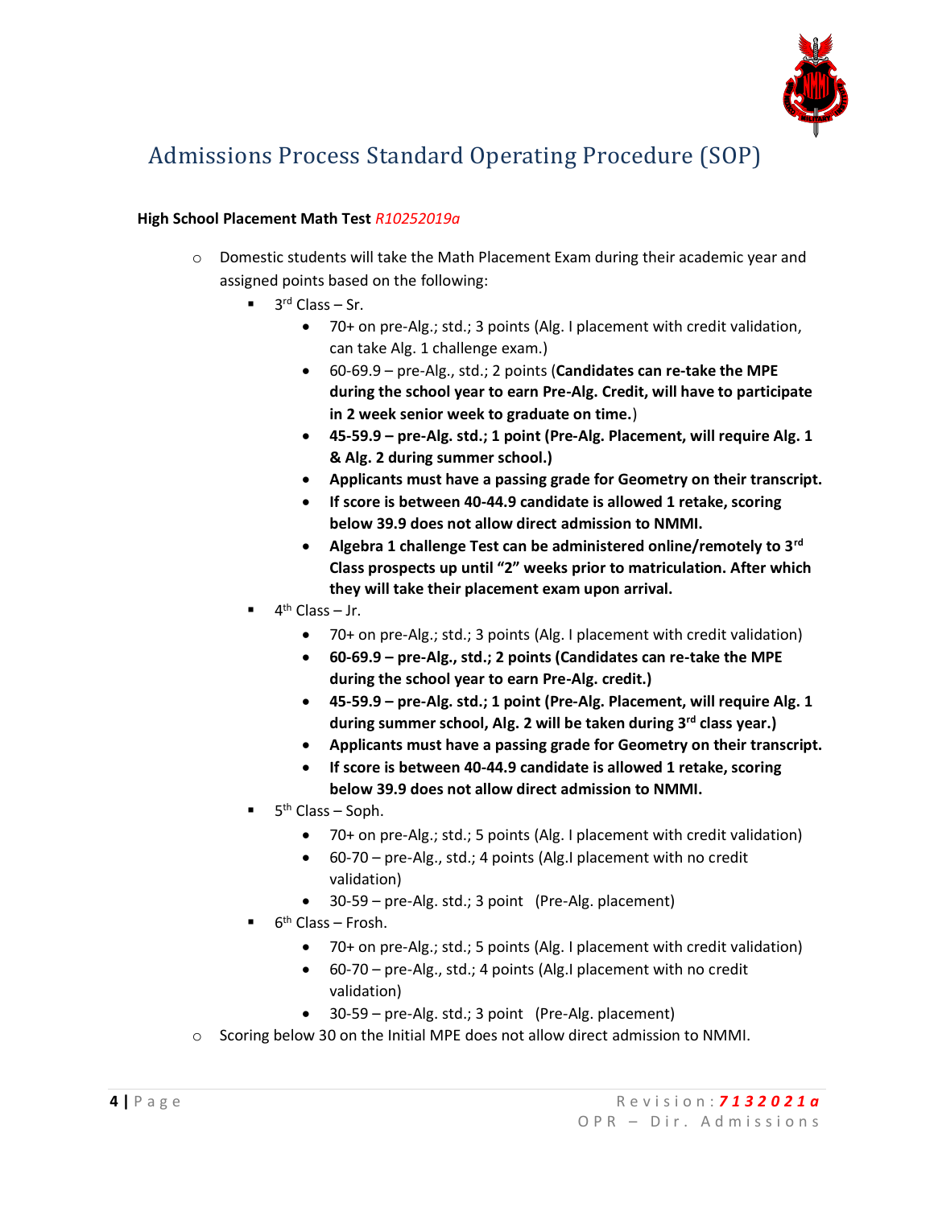# Admissions Process Standard Operating Procedure (SOP)

**High School Placement Math Test** *R10252019a*

- Domestic students will take the Math Placement Exam during their academic year and assigned points based on the following:
  - 3rd Class – Sr.
    - 70+ on pre-Alg.; std.; 3 points (Alg. I placement with credit validation, can take Alg. 1 challenge exam.)
    - 60-69.9 – pre-Alg., std.; 2 points (**Candidates can re-take the MPE during the school year to earn Pre-Alg. Credit, will have to participate in 2 week senior week to graduate on time.**)
    - **45-59.9 – pre-Alg. std.; 1 point (Pre-Alg. Placement, will require Alg. 1 & Alg. 2 during summer school.)**
    - **Applicants must have a passing grade for Geometry on their transcript.**
    - **If score is between 40-44.9 candidate is allowed 1 retake, scoring below 39.9 does not allow direct admission to NMMI.**
    - **Algebra 1 challenge Test can be administered online/remotely to 3rd Class prospects up until "2" weeks prior to matriculation. After which they will take their placement exam upon arrival.**
  - 4th Class – Jr.
    - 70+ on pre-Alg.; std.; 3 points (Alg. I placement with credit validation)
    - **60-69.9 – pre-Alg., std.; 2 points (Candidates can re-take the MPE during the school year to earn Pre-Alg. credit.)**
    - **45-59.9 – pre-Alg. std.; 1 point (Pre-Alg. Placement, will require Alg. 1 during summer school, Alg. 2 will be taken during 3rd class year.)**
    - **Applicants must have a passing grade for Geometry on their transcript.**
    - **If score is between 40-44.9 candidate is allowed 1 retake, scoring below 39.9 does not allow direct admission to NMMI.**
  - 5th Class – Soph.
    - 70+ on pre-Alg.; std.; 5 points (Alg. I placement with credit validation)
    - 60-70 – pre-Alg., std.; 4 points (Alg.I placement with no credit validation)
    - 30-59 – pre-Alg. std.; 3 point (Pre-Alg. placement)
  - 6th Class – Frosh.
    - 70+ on pre-Alg.; std.; 5 points (Alg. I placement with credit validation)
    - 60-70 – pre-Alg., std.; 4 points (Alg.I placement with no credit validation)
    - 30-59 – pre-Alg. std.; 3 point (Pre-Alg. placement)
- Scoring below 30 on the Initial MPE does not allow direct admission to NMMI.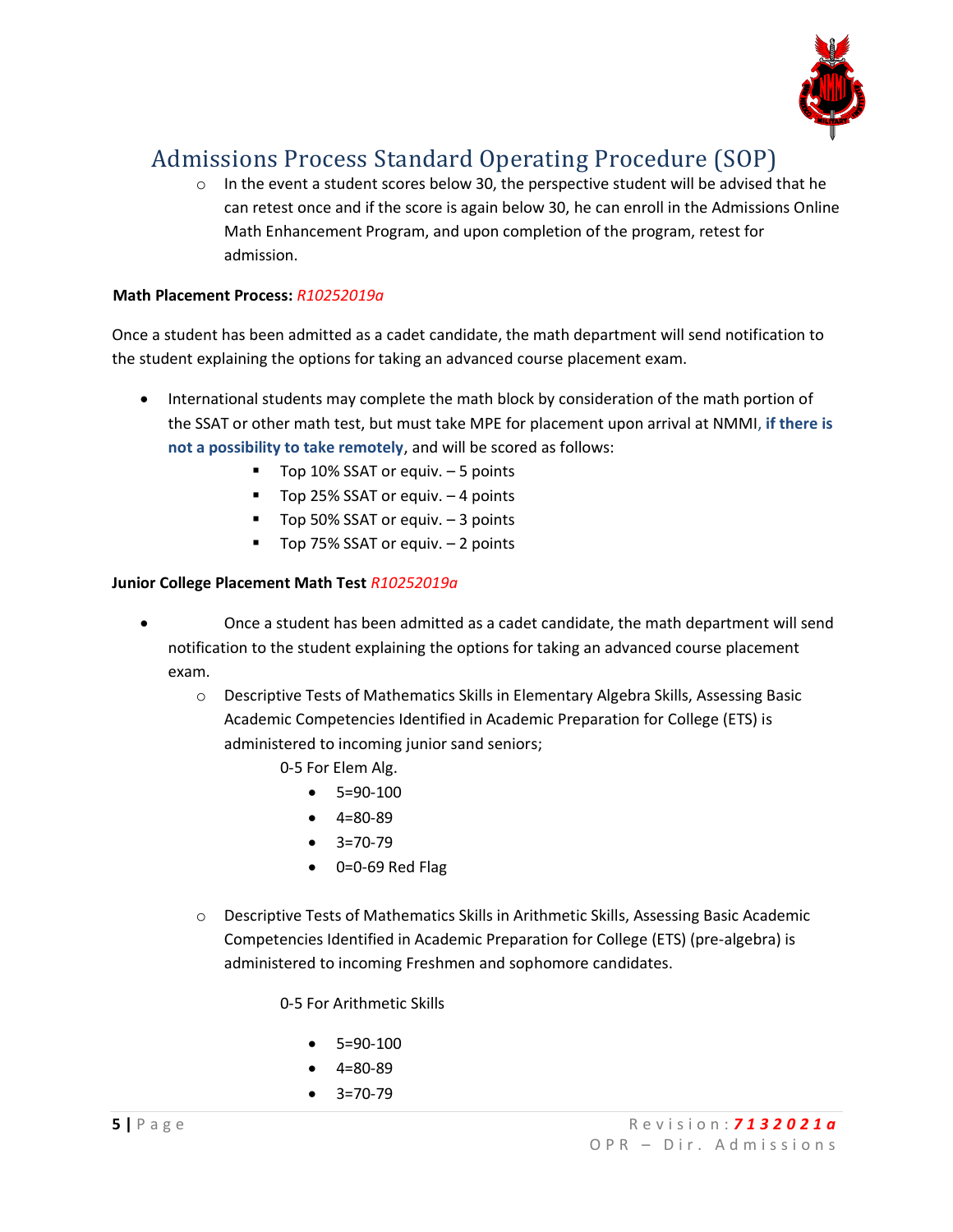- In the event a student scores below 30, the perspective student will be advised that he can retest once and if the score is again below 30, he can enroll in the Admissions Online Math Enhancement Program, and upon completion of the program, retest for admission.

**Math Placement Process:** *R10252019a*

Once a student has been admitted as a cadet candidate, the math department will send notification to the student explaining the options for taking an advanced course placement exam.

- International students may complete the math block by consideration of the math portion of the SSAT or other math test, but must take MPE for placement upon arrival at NMMI, **if there is not a possibility to take remotely**, and will be scored as follows:
    - Top 10% SSAT or equiv. – 5 points
    - Top 25% SSAT or equiv. – 4 points
    - Top 50% SSAT or equiv. – 3 points
    - Top 75% SSAT or equiv. – 2 points

**Junior College Placement Math Test** *R10252019a*

- Once a student has been admitted as a cadet candidate, the math department will send notification to the student explaining the options for taking an advanced course placement exam.
    - Descriptive Tests of Mathematics Skills in Elementary Algebra Skills, Assessing Basic Academic Competencies Identified in Academic Preparation for College (ETS) is administered to incoming junior sand seniors;

      0-5 For Elem Alg.
        - 5=90-100
        - 4=80-89
        - 3=70-79
        - 0=0-69 Red Flag

    - Descriptive Tests of Mathematics Skills in Arithmetic Skills, Assessing Basic Academic Competencies Identified in Academic Preparation for College (ETS) (pre-algebra) is administered to incoming Freshmen and sophomore candidates.

      0-5 For Arithmetic Skills
        - 5=90-100
        - 4=80-89
        - 3=70-79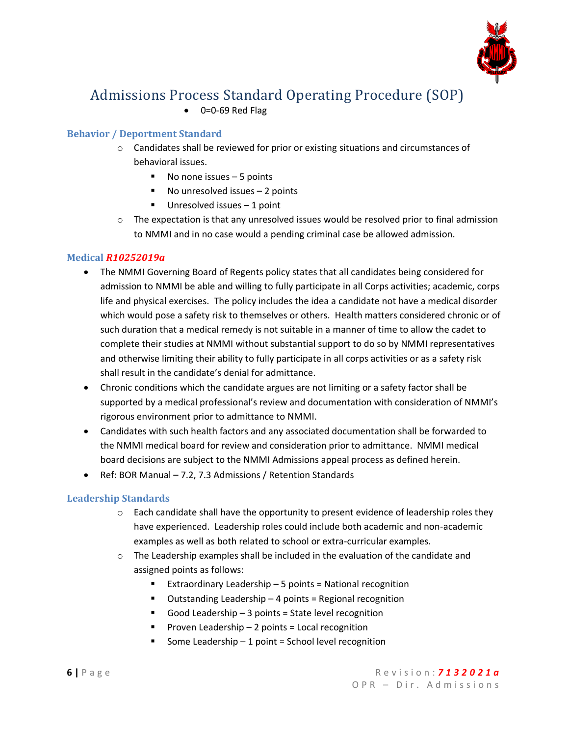- 0=0-69 Red Flag

### Behavior / Deportment Standard

- Candidates shall be reviewed for prior or existing situations and circumstances of behavioral issues.
  - No none issues – 5 points
  - No unresolved issues – 2 points
  - Unresolved issues – 1 point
- The expectation is that any unresolved issues would be resolved prior to final admission to NMMI and in no case would a pending criminal case be allowed admission.

### Medical *R10252019a*

- The NMMI Governing Board of Regents policy states that all candidates being considered for admission to NMMI be able and willing to fully participate in all Corps activities; academic, corps life and physical exercises. The policy includes the idea a candidate not have a medical disorder which would pose a safety risk to themselves or others. Health matters considered chronic or of such duration that a medical remedy is not suitable in a manner of time to allow the cadet to complete their studies at NMMI without substantial support to do so by NMMI representatives and otherwise limiting their ability to fully participate in all corps activities or as a safety risk shall result in the candidate's denial for admittance.
- Chronic conditions which the candidate argues are not limiting or a safety factor shall be supported by a medical professional's review and documentation with consideration of NMMI's rigorous environment prior to admittance to NMMI.
- Candidates with such health factors and any associated documentation shall be forwarded to the NMMI medical board for review and consideration prior to admittance. NMMI medical board decisions are subject to the NMMI Admissions appeal process as defined herein.
- Ref: BOR Manual – 7.2, 7.3 Admissions / Retention Standards

### Leadership Standards

- Each candidate shall have the opportunity to present evidence of leadership roles they have experienced. Leadership roles could include both academic and non-academic examples as well as both related to school or extra-curricular examples.
- The Leadership examples shall be included in the evaluation of the candidate and assigned points as follows:
  - Extraordinary Leadership – 5 points = National recognition
  - Outstanding Leadership – 4 points = Regional recognition
  - Good Leadership – 3 points = State level recognition
  - Proven Leadership – 2 points = Local recognition
  - Some Leadership – 1 point = School level recognition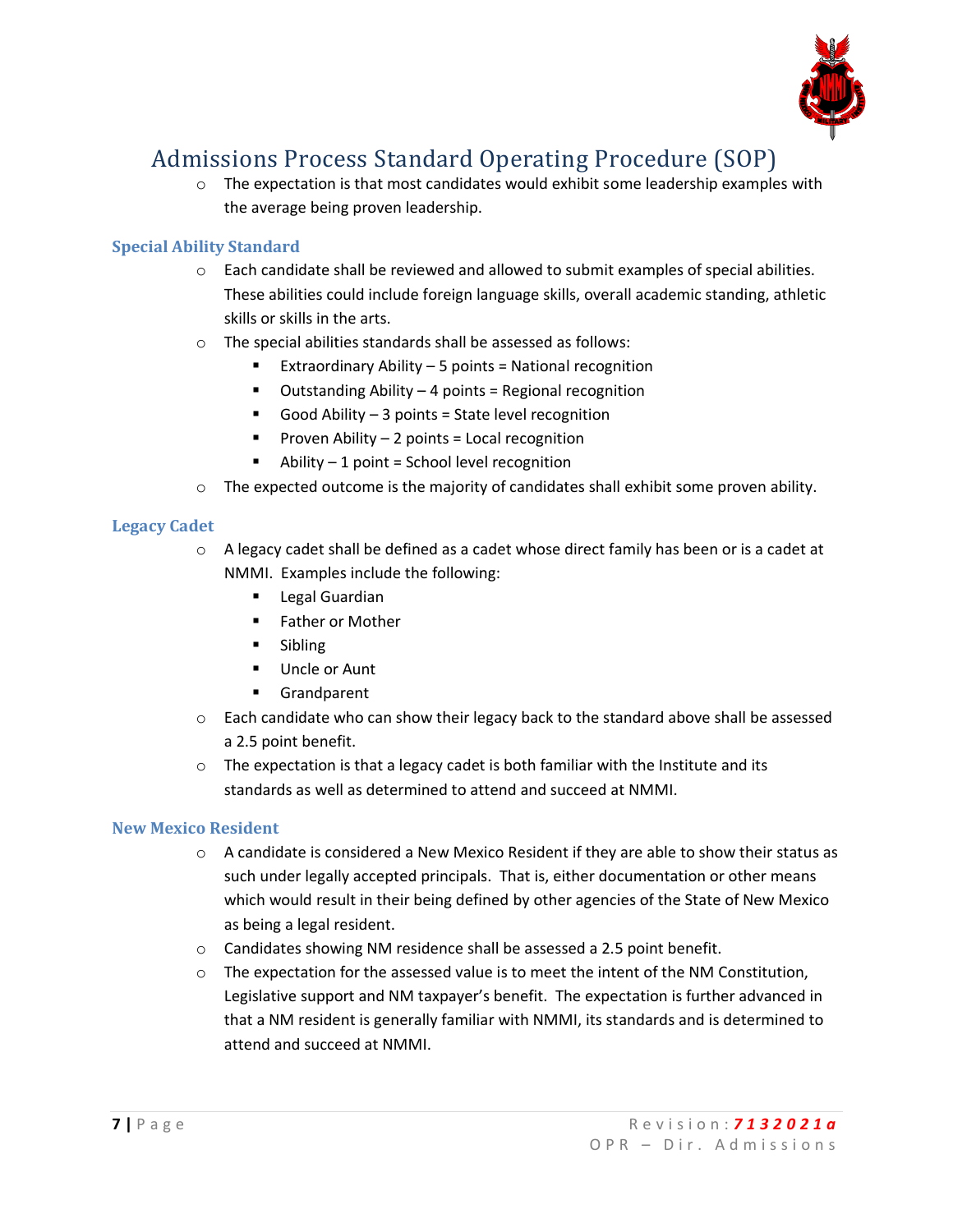- The expectation is that most candidates would exhibit some leadership examples with the average being proven leadership.

### Special Ability Standard

- Each candidate shall be reviewed and allowed to submit examples of special abilities. These abilities could include foreign language skills, overall academic standing, athletic skills or skills in the arts.
- The special abilities standards shall be assessed as follows:
  - Extraordinary Ability – 5 points = National recognition
  - Outstanding Ability – 4 points = Regional recognition
  - Good Ability – 3 points = State level recognition
  - Proven Ability – 2 points = Local recognition
  - Ability – 1 point = School level recognition
- The expected outcome is the majority of candidates shall exhibit some proven ability.

### Legacy Cadet

- A legacy cadet shall be defined as a cadet whose direct family has been or is a cadet at NMMI. Examples include the following:
  - Legal Guardian
  - Father or Mother
  - Sibling
  - Uncle or Aunt
  - Grandparent
- Each candidate who can show their legacy back to the standard above shall be assessed a 2.5 point benefit.
- The expectation is that a legacy cadet is both familiar with the Institute and its standards as well as determined to attend and succeed at NMMI.

### New Mexico Resident

- A candidate is considered a New Mexico Resident if they are able to show their status as such under legally accepted principals. That is, either documentation or other means which would result in their being defined by other agencies of the State of New Mexico as being a legal resident.
- Candidates showing NM residence shall be assessed a 2.5 point benefit.
- The expectation for the assessed value is to meet the intent of the NM Constitution, Legislative support and NM taxpayer's benefit. The expectation is further advanced in that a NM resident is generally familiar with NMMI, its standards and is determined to attend and succeed at NMMI.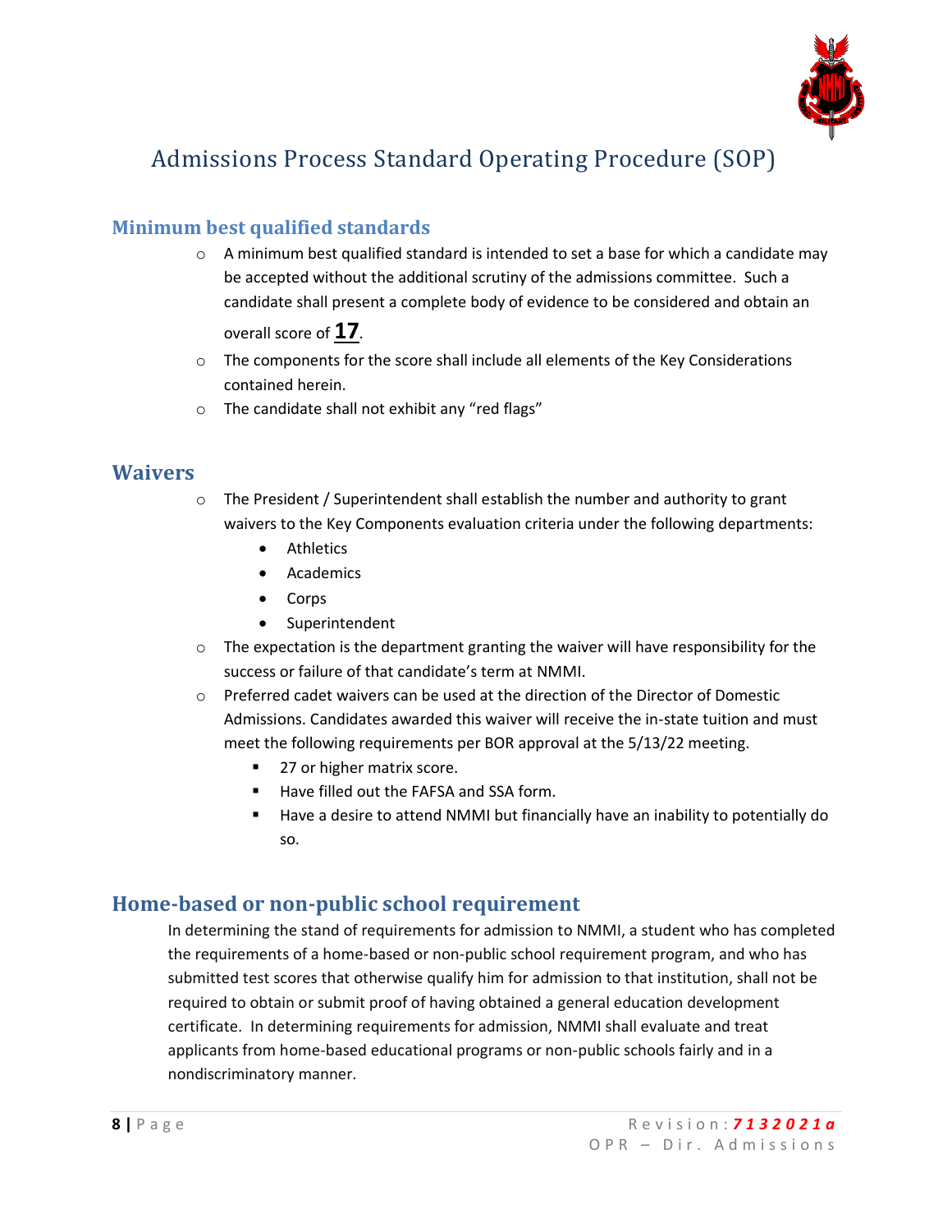# Admissions Process Standard Operating Procedure (SOP)

## Minimum best qualified standards

- A minimum best qualified standard is intended to set a base for which a candidate may be accepted without the additional scrutiny of the admissions committee. Such a candidate shall present a complete body of evidence to be considered and obtain an overall score of **17**.
- The components for the score shall include all elements of the Key Considerations contained herein.
- The candidate shall not exhibit any "red flags"

## Waivers

- The President / Superintendent shall establish the number and authority to grant waivers to the Key Components evaluation criteria under the following departments:
  - Athletics
  - Academics
  - Corps
  - Superintendent
- The expectation is the department granting the waiver will have responsibility for the success or failure of that candidate's term at NMMI.
- Preferred cadet waivers can be used at the direction of the Director of Domestic Admissions. Candidates awarded this waiver will receive the in-state tuition and must meet the following requirements per BOR approval at the 5/13/22 meeting.
  - 27 or higher matrix score.
  - Have filled out the FAFSA and SSA form.
  - Have a desire to attend NMMI but financially have an inability to potentially do so.

## Home-based or non-public school requirement

In determining the stand of requirements for admission to NMMI, a student who has completed the requirements of a home-based or non-public school requirement program, and who has submitted test scores that otherwise qualify him for admission to that institution, shall not be required to obtain or submit proof of having obtained a general education development certificate. In determining requirements for admission, NMMI shall evaluate and treat applicants from home-based educational programs or non-public schools fairly and in a nondiscriminatory manner.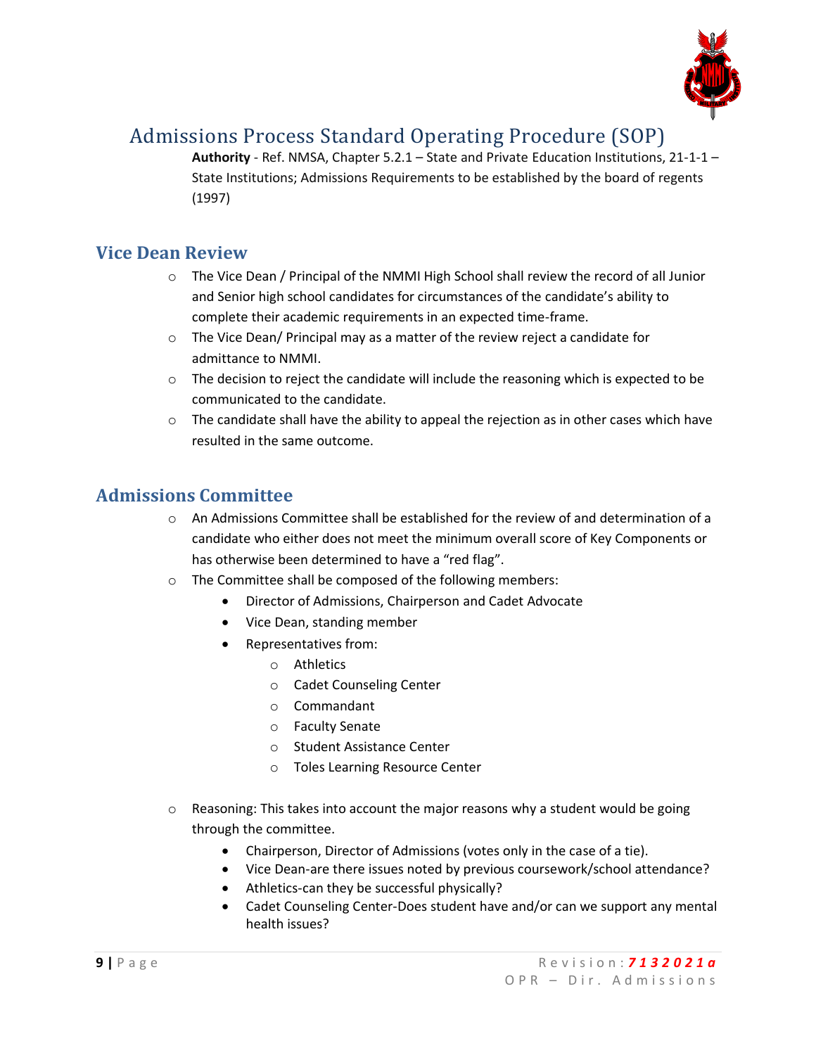# Admissions Process Standard Operating Procedure (SOP)

**Authority** - Ref. NMSA, Chapter 5.2.1 – State and Private Education Institutions, 21-1-1 – State Institutions; Admissions Requirements to be established by the board of regents (1997)

## Vice Dean Review

- The Vice Dean / Principal of the NMMI High School shall review the record of all Junior and Senior high school candidates for circumstances of the candidate's ability to complete their academic requirements in an expected time-frame.
- The Vice Dean/ Principal may as a matter of the review reject a candidate for admittance to NMMI.
- The decision to reject the candidate will include the reasoning which is expected to be communicated to the candidate.
- The candidate shall have the ability to appeal the rejection as in other cases which have resulted in the same outcome.

## Admissions Committee

- An Admissions Committee shall be established for the review of and determination of a candidate who either does not meet the minimum overall score of Key Components or has otherwise been determined to have a "red flag".
- The Committee shall be composed of the following members:
  - Director of Admissions, Chairperson and Cadet Advocate
  - Vice Dean, standing member
  - Representatives from:
    - Athletics
    - Cadet Counseling Center
    - Commandant
    - Faculty Senate
    - Student Assistance Center
    - Toles Learning Resource Center
- Reasoning: This takes into account the major reasons why a student would be going through the committee.
  - Chairperson, Director of Admissions (votes only in the case of a tie).
  - Vice Dean-are there issues noted by previous coursework/school attendance?
  - Athletics-can they be successful physically?
  - Cadet Counseling Center-Does student have and/or can we support any mental health issues?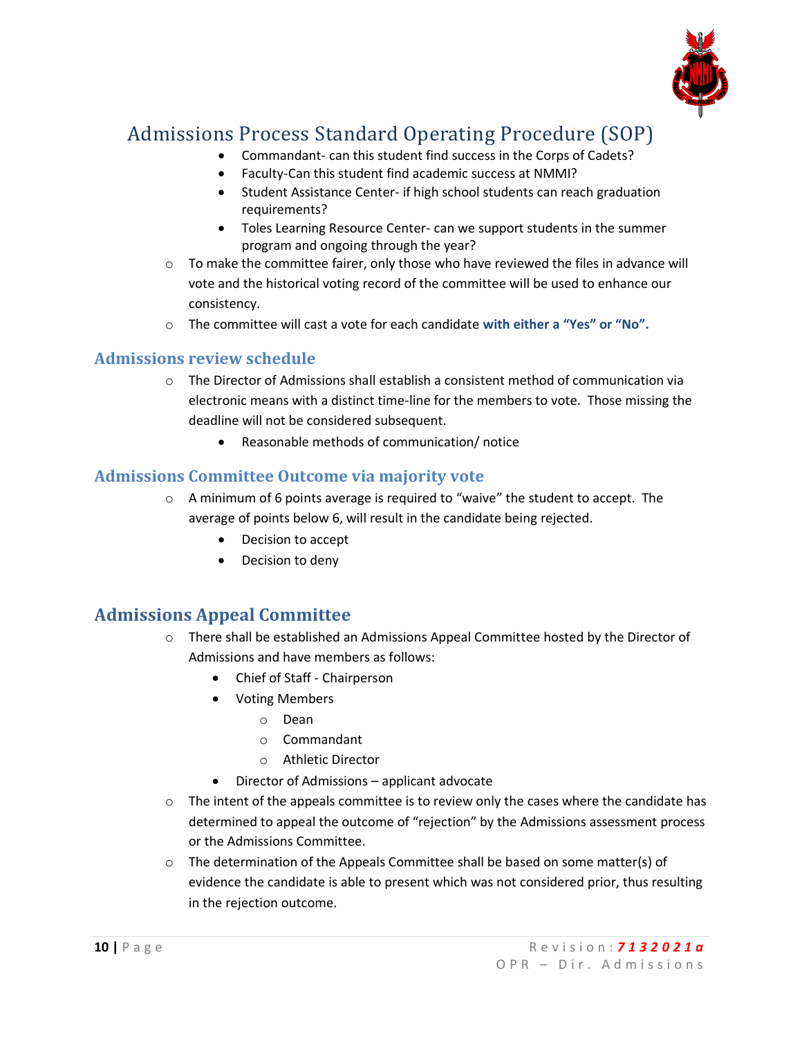# Admissions Process Standard Operating Procedure (SOP)

- Commandant- can this student find success in the Corps of Cadets?
- Faculty-Can this student find academic success at NMMI?
- Student Assistance Center- if high school students can reach graduation requirements?
- Toles Learning Resource Center- can we support students in the summer program and ongoing through the year?

- To make the committee fairer, only those who have reviewed the files in advance will vote and the historical voting record of the committee will be used to enhance our consistency.
- The committee will cast a vote for each candidate **with either a "Yes" or "No".**

## Admissions review schedule

- The Director of Admissions shall establish a consistent method of communication via electronic means with a distinct time-line for the members to vote. Those missing the deadline will not be considered subsequent.
    - Reasonable methods of communication/ notice

## Admissions Committee Outcome via majority vote

- A minimum of 6 points average is required to "waive" the student to accept. The average of points below 6, will result in the candidate being rejected.
    - Decision to accept
    - Decision to deny

## Admissions Appeal Committee

- There shall be established an Admissions Appeal Committee hosted by the Director of Admissions and have members as follows:
    - Chief of Staff - Chairperson
    - Voting Members
        - Dean
        - Commandant
        - Athletic Director
    - Director of Admissions – applicant advocate
- The intent of the appeals committee is to review only the cases where the candidate has determined to appeal the outcome of "rejection" by the Admissions assessment process or the Admissions Committee.
- The determination of the Appeals Committee shall be based on some matter(s) of evidence the candidate is able to present which was not considered prior, thus resulting in the rejection outcome.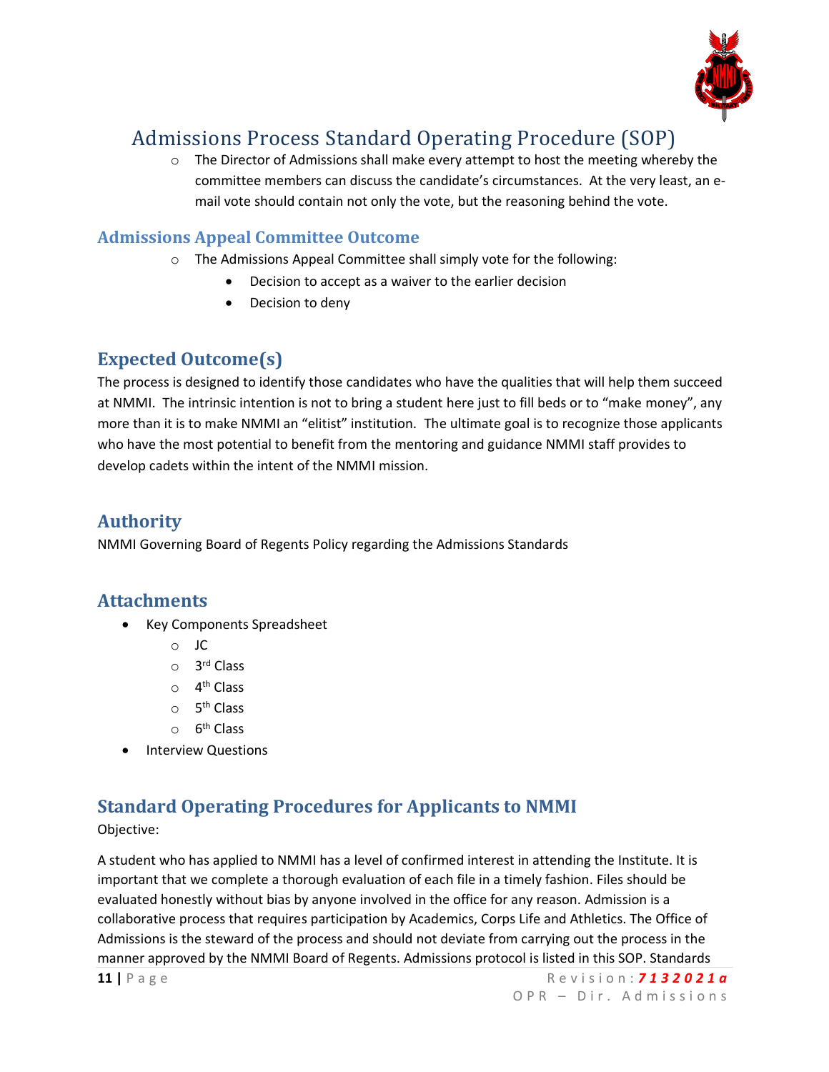- The Director of Admissions shall make every attempt to host the meeting whereby the committee members can discuss the candidate's circumstances. At the very least, an e-mail vote should contain not only the vote, but the reasoning behind the vote.

### Admissions Appeal Committee Outcome

- The Admissions Appeal Committee shall simply vote for the following:
    - Decision to accept as a waiver to the earlier decision
    - Decision to deny

## Expected Outcome(s)

The process is designed to identify those candidates who have the qualities that will help them succeed at NMMI. The intrinsic intention is not to bring a student here just to fill beds or to "make money", any more than it is to make NMMI an "elitist" institution. The ultimate goal is to recognize those applicants who have the most potential to benefit from the mentoring and guidance NMMI staff provides to develop cadets within the intent of the NMMI mission.

## Authority

NMMI Governing Board of Regents Policy regarding the Admissions Standards

## Attachments

- Key Components Spreadsheet
    - JC
    - 3rd Class
    - 4th Class
    - 5th Class
    - 6th Class
- Interview Questions

## Standard Operating Procedures for Applicants to NMMI

Objective:

A student who has applied to NMMI has a level of confirmed interest in attending the Institute. It is important that we complete a thorough evaluation of each file in a timely fashion. Files should be evaluated honestly without bias by anyone involved in the office for any reason. Admission is a collaborative process that requires participation by Academics, Corps Life and Athletics. The Office of Admissions is the steward of the process and should not deviate from carrying out the process in the manner approved by the NMMI Board of Regents. Admissions protocol is listed in this SOP. Standards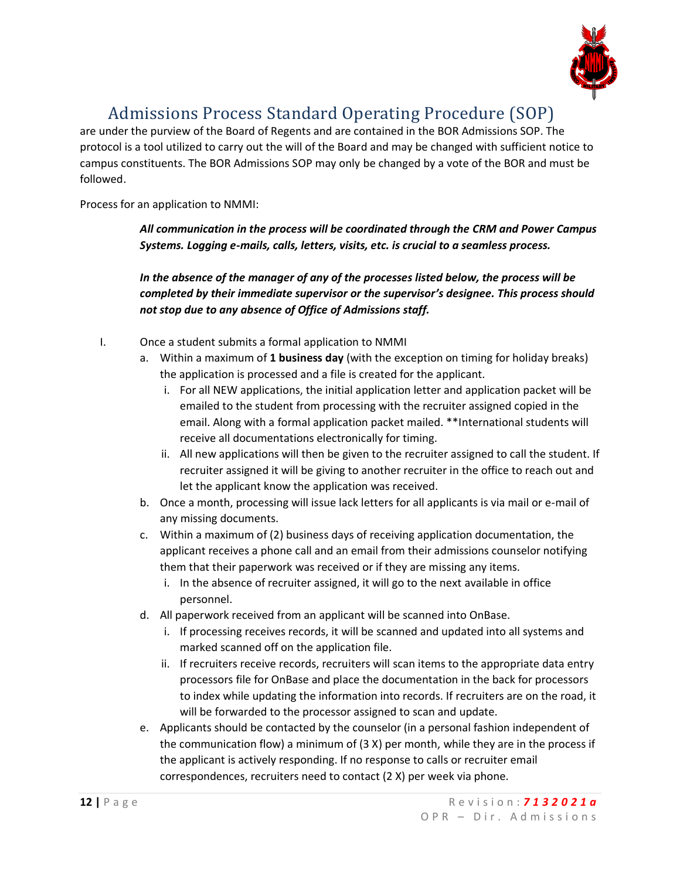are under the purview of the Board of Regents and are contained in the BOR Admissions SOP. The protocol is a tool utilized to carry out the will of the Board and may be changed with sufficient notice to campus constituents. The BOR Admissions SOP may only be changed by a vote of the BOR and must be followed.

Process for an application to NMMI:

> ***All communication in the process will be coordinated through the CRM and Power Campus Systems. Logging e-mails, calls, letters, visits, etc. is crucial to a seamless process.***
>
> ***In the absence of the manager of any of the processes listed below, the process will be completed by their immediate supervisor or the supervisor's designee. This process should not stop due to any absence of Office of Admissions staff.***

I. Once a student submits a formal application to NMMI
   a. Within a maximum of **1 business day** (with the exception on timing for holiday breaks) the application is processed and a file is created for the applicant.
      i. For all NEW applications, the initial application letter and application packet will be emailed to the student from processing with the recruiter assigned copied in the email. Along with a formal application packet mailed. **International students will receive all documentations electronically for timing.
      ii. All new applications will then be given to the recruiter assigned to call the student. If recruiter assigned it will be giving to another recruiter in the office to reach out and let the applicant know the application was received.
   b. Once a month, processing will issue lack letters for all applicants is via mail or e-mail of any missing documents.
   c. Within a maximum of (2) business days of receiving application documentation, the applicant receives a phone call and an email from their admissions counselor notifying them that their paperwork was received or if they are missing any items.
      i. In the absence of recruiter assigned, it will go to the next available in office personnel.
   d. All paperwork received from an applicant will be scanned into OnBase.
      i. If processing receives records, it will be scanned and updated into all systems and marked scanned off on the application file.
      ii. If recruiters receive records, recruiters will scan items to the appropriate data entry processors file for OnBase and place the documentation in the back for processors to index while updating the information into records. If recruiters are on the road, it will be forwarded to the processor assigned to scan and update.
   e. Applicants should be contacted by the counselor (in a personal fashion independent of the communication flow) a minimum of (3 X) per month, while they are in the process if the applicant is actively responding. If no response to calls or recruiter email correspondences, recruiters need to contact (2 X) per week via phone.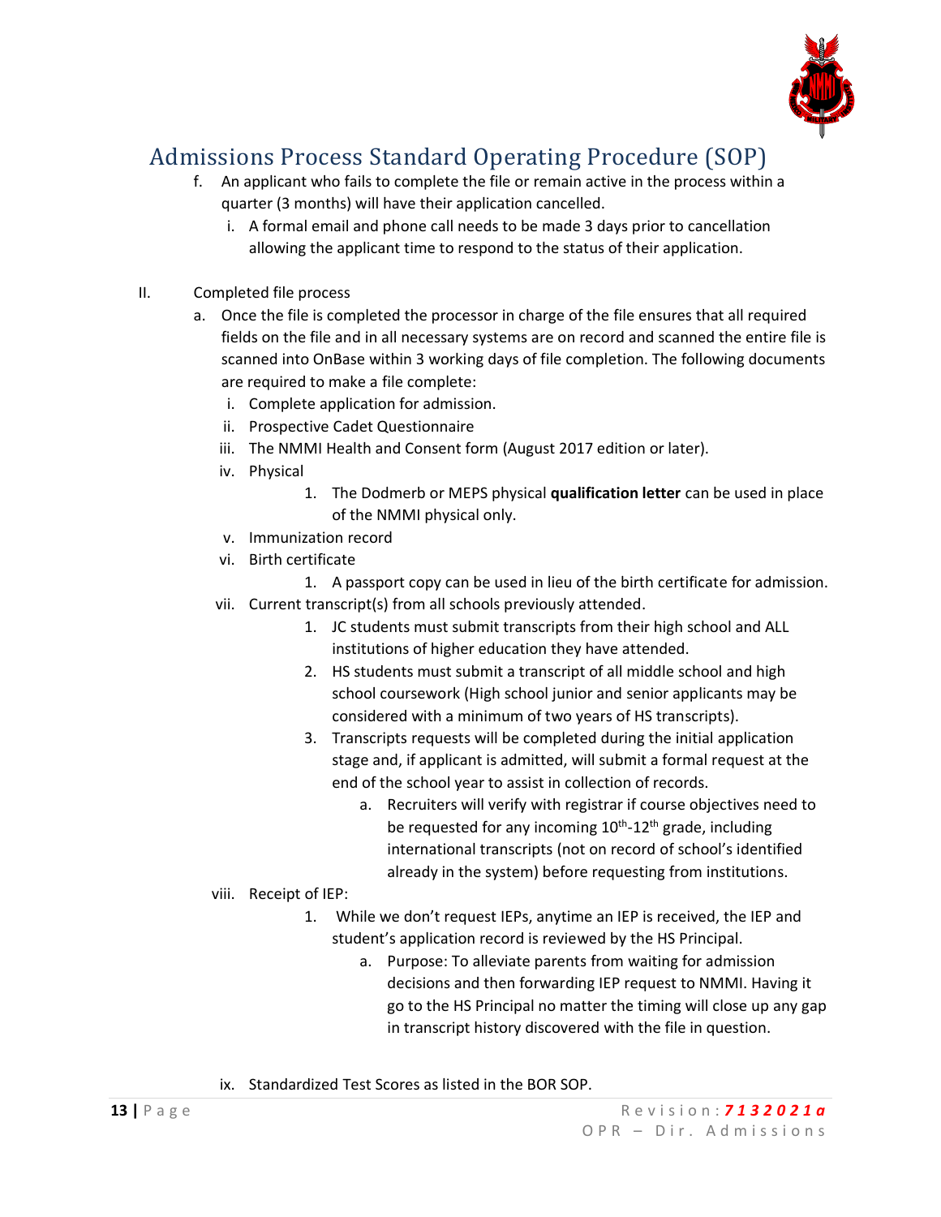# Admissions Process Standard Operating Procedure (SOP)

f. An applicant who fails to complete the file or remain active in the process within a quarter (3 months) will have their application cancelled.
   i. A formal email and phone call needs to be made 3 days prior to cancellation allowing the applicant time to respond to the status of their application.

II. Completed file process
   a. Once the file is completed the processor in charge of the file ensures that all required fields on the file and in all necessary systems are on record and scanned the entire file is scanned into OnBase within 3 working days of file completion. The following documents are required to make a file complete:
      i. Complete application for admission.
      ii. Prospective Cadet Questionnaire
      iii. The NMMI Health and Consent form (August 2017 edition or later).
      iv. Physical
         1. The Dodmerb or MEPS physical **qualification letter** can be used in place of the NMMI physical only.
      v. Immunization record
      vi. Birth certificate
         1. A passport copy can be used in lieu of the birth certificate for admission.
      vii. Current transcript(s) from all schools previously attended.
         1. JC students must submit transcripts from their high school and ALL institutions of higher education they have attended.
         2. HS students must submit a transcript of all middle school and high school coursework (High school junior and senior applicants may be considered with a minimum of two years of HS transcripts).
         3. Transcripts requests will be completed during the initial application stage and, if applicant is admitted, will submit a formal request at the end of the school year to assist in collection of records.
            a. Recruiters will verify with registrar if course objectives need to be requested for any incoming 10th-12th grade, including international transcripts (not on record of school's identified already in the system) before requesting from institutions.
      viii. Receipt of IEP:
         1. While we don't request IEPs, anytime an IEP is received, the IEP and student's application record is reviewed by the HS Principal.
            a. Purpose: To alleviate parents from waiting for admission decisions and then forwarding IEP request to NMMI. Having it go to the HS Principal no matter the timing will close up any gap in transcript history discovered with the file in question.
      ix. Standardized Test Scores as listed in the BOR SOP.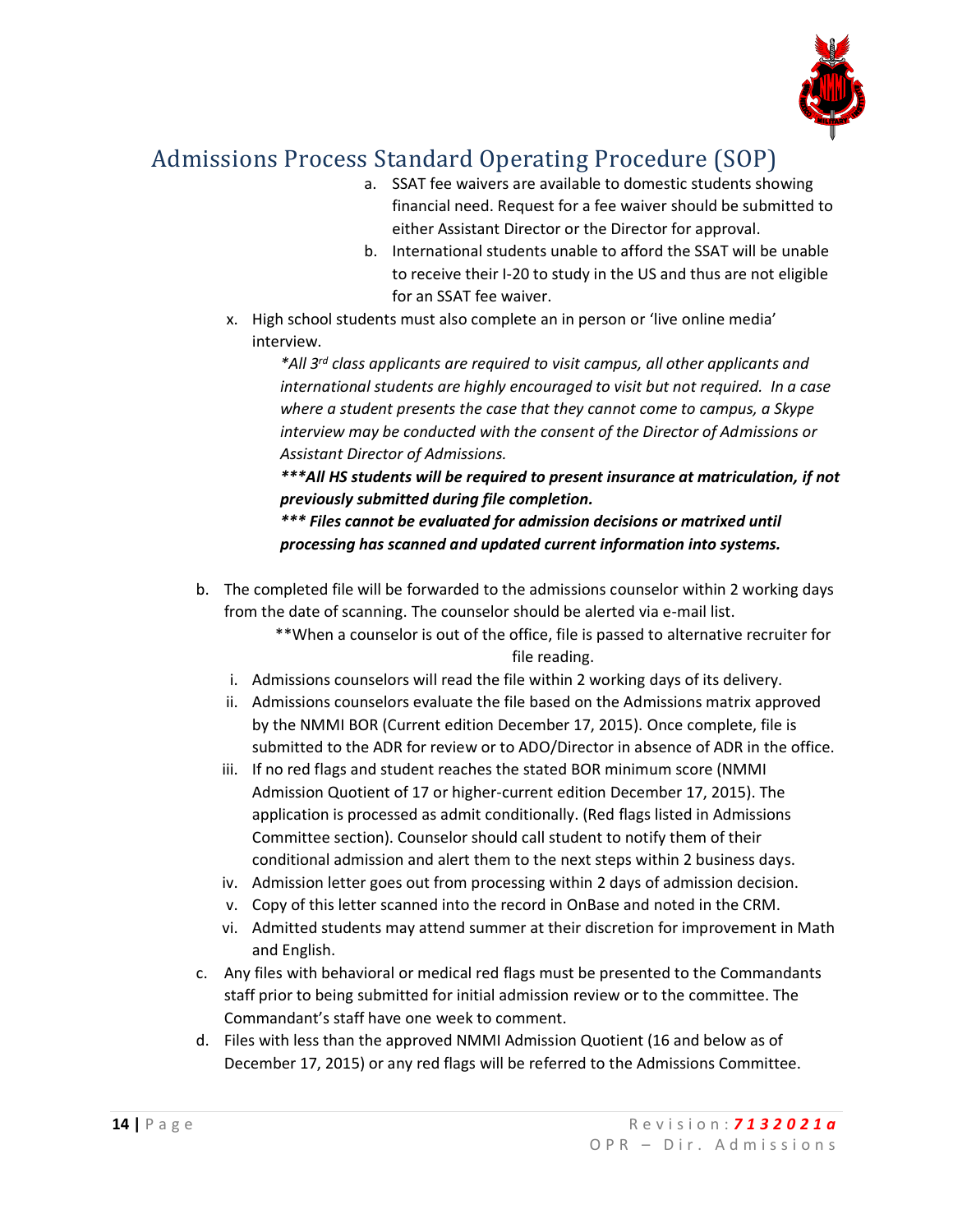# Admissions Process Standard Operating Procedure (SOP)

a. SSAT fee waivers are available to domestic students showing financial need. Request for a fee waiver should be submitted to either Assistant Director or the Director for approval.
b. International students unable to afford the SSAT will be unable to receive their I-20 to study in the US and thus are not eligible for an SSAT fee waiver.

x. High school students must also complete an in person or 'live online media' interview.

*\*All 3rd class applicants are required to visit campus, all other applicants and international students are highly encouraged to visit but not required. In a case where a student presents the case that they cannot come to campus, a Skype interview may be conducted with the consent of the Director of Admissions or Assistant Director of Admissions.*

***\*\*\*All HS students will be required to present insurance at matriculation, if not previously submitted during file completion.***

***\*\*\* Files cannot be evaluated for admission decisions or matrixed until processing has scanned and updated current information into systems.***

b. The completed file will be forwarded to the admissions counselor within 2 working days from the date of scanning. The counselor should be alerted via e-mail list.

\*\*When a counselor is out of the office, file is passed to alternative recruiter for file reading.

i. Admissions counselors will read the file within 2 working days of its delivery.
ii. Admissions counselors evaluate the file based on the Admissions matrix approved by the NMMI BOR (Current edition December 17, 2015). Once complete, file is submitted to the ADR for review or to ADO/Director in absence of ADR in the office.
iii. If no red flags and student reaches the stated BOR minimum score (NMMI Admission Quotient of 17 or higher-current edition December 17, 2015). The application is processed as admit conditionally. (Red flags listed in Admissions Committee section). Counselor should call student to notify them of their conditional admission and alert them to the next steps within 2 business days.
iv. Admission letter goes out from processing within 2 days of admission decision.
v. Copy of this letter scanned into the record in OnBase and noted in the CRM.
vi. Admitted students may attend summer at their discretion for improvement in Math and English.

c. Any files with behavioral or medical red flags must be presented to the Commandants staff prior to being submitted for initial admission review or to the committee. The Commandant's staff have one week to comment.
d. Files with less than the approved NMMI Admission Quotient (16 and below as of December 17, 2015) or any red flags will be referred to the Admissions Committee.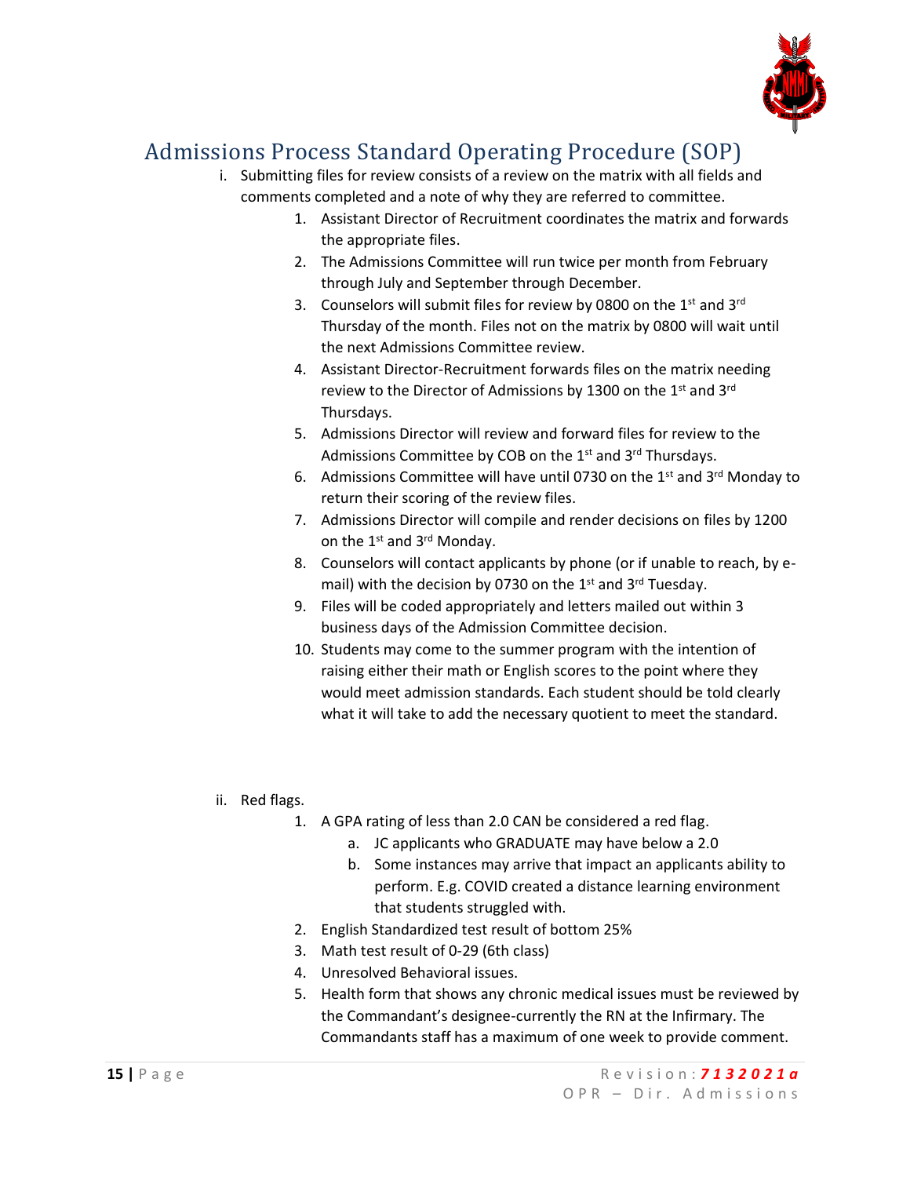# Admissions Process Standard Operating Procedure (SOP)

i. Submitting files for review consists of a review on the matrix with all fields and comments completed and a note of why they are referred to committee.

1. Assistant Director of Recruitment coordinates the matrix and forwards the appropriate files.
2. The Admissions Committee will run twice per month from February through July and September through December.
3. Counselors will submit files for review by 0800 on the 1st and 3rd Thursday of the month. Files not on the matrix by 0800 will wait until the next Admissions Committee review.
4. Assistant Director-Recruitment forwards files on the matrix needing review to the Director of Admissions by 1300 on the 1st and 3rd Thursdays.
5. Admissions Director will review and forward files for review to the Admissions Committee by COB on the 1st and 3rd Thursdays.
6. Admissions Committee will have until 0730 on the 1st and 3rd Monday to return their scoring of the review files.
7. Admissions Director will compile and render decisions on files by 1200 on the 1st and 3rd Monday.
8. Counselors will contact applicants by phone (or if unable to reach, by e-mail) with the decision by 0730 on the 1st and 3rd Tuesday.
9. Files will be coded appropriately and letters mailed out within 3 business days of the Admission Committee decision.
10. Students may come to the summer program with the intention of raising either their math or English scores to the point where they would meet admission standards. Each student should be told clearly what it will take to add the necessary quotient to meet the standard.

ii. Red flags.

1. A GPA rating of less than 2.0 CAN be considered a red flag.
   a. JC applicants who GRADUATE may have below a 2.0
   b. Some instances may arrive that impact an applicants ability to perform. E.g. COVID created a distance learning environment that students struggled with.
2. English Standardized test result of bottom 25%
3. Math test result of 0-29 (6th class)
4. Unresolved Behavioral issues.
5. Health form that shows any chronic medical issues must be reviewed by the Commandant's designee-currently the RN at the Infirmary. The Commandants staff has a maximum of one week to provide comment.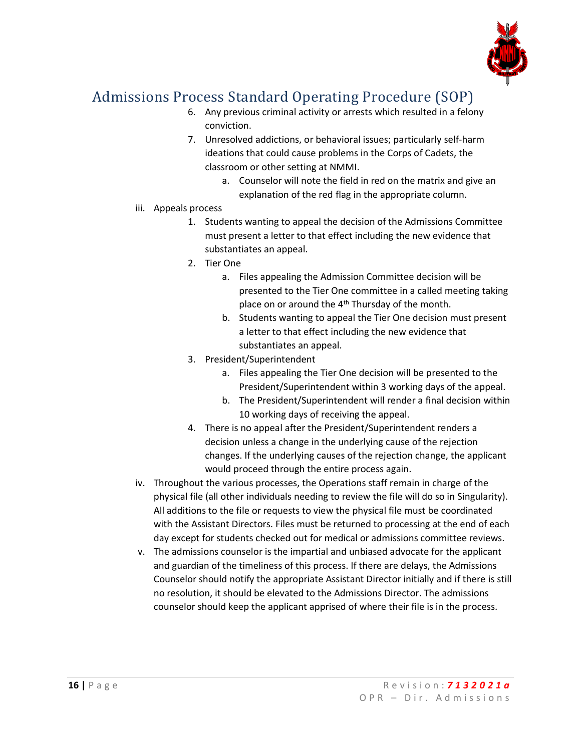6. Any previous criminal activity or arrests which resulted in a felony conviction.
7. Unresolved addictions, or behavioral issues; particularly self-harm ideations that could cause problems in the Corps of Cadets, the classroom or other setting at NMMI.
   a. Counselor will note the field in red on the matrix and give an explanation of the red flag in the appropriate column.

iii. Appeals process
   1. Students wanting to appeal the decision of the Admissions Committee must present a letter to that effect including the new evidence that substantiates an appeal.
   2. Tier One
      a. Files appealing the Admission Committee decision will be presented to the Tier One committee in a called meeting taking place on or around the 4th Thursday of the month.
      b. Students wanting to appeal the Tier One decision must present a letter to that effect including the new evidence that substantiates an appeal.
   3. President/Superintendent
      a. Files appealing the Tier One decision will be presented to the President/Superintendent within 3 working days of the appeal.
      b. The President/Superintendent will render a final decision within 10 working days of receiving the appeal.
   4. There is no appeal after the President/Superintendent renders a decision unless a change in the underlying cause of the rejection changes. If the underlying causes of the rejection change, the applicant would proceed through the entire process again.

iv. Throughout the various processes, the Operations staff remain in charge of the physical file (all other individuals needing to review the file will do so in Singularity). All additions to the file or requests to view the physical file must be coordinated with the Assistant Directors. Files must be returned to processing at the end of each day except for students checked out for medical or admissions committee reviews.

v. The admissions counselor is the impartial and unbiased advocate for the applicant and guardian of the timeliness of this process. If there are delays, the Admissions Counselor should notify the appropriate Assistant Director initially and if there is still no resolution, it should be elevated to the Admissions Director. The admissions counselor should keep the applicant apprised of where their file is in the process.